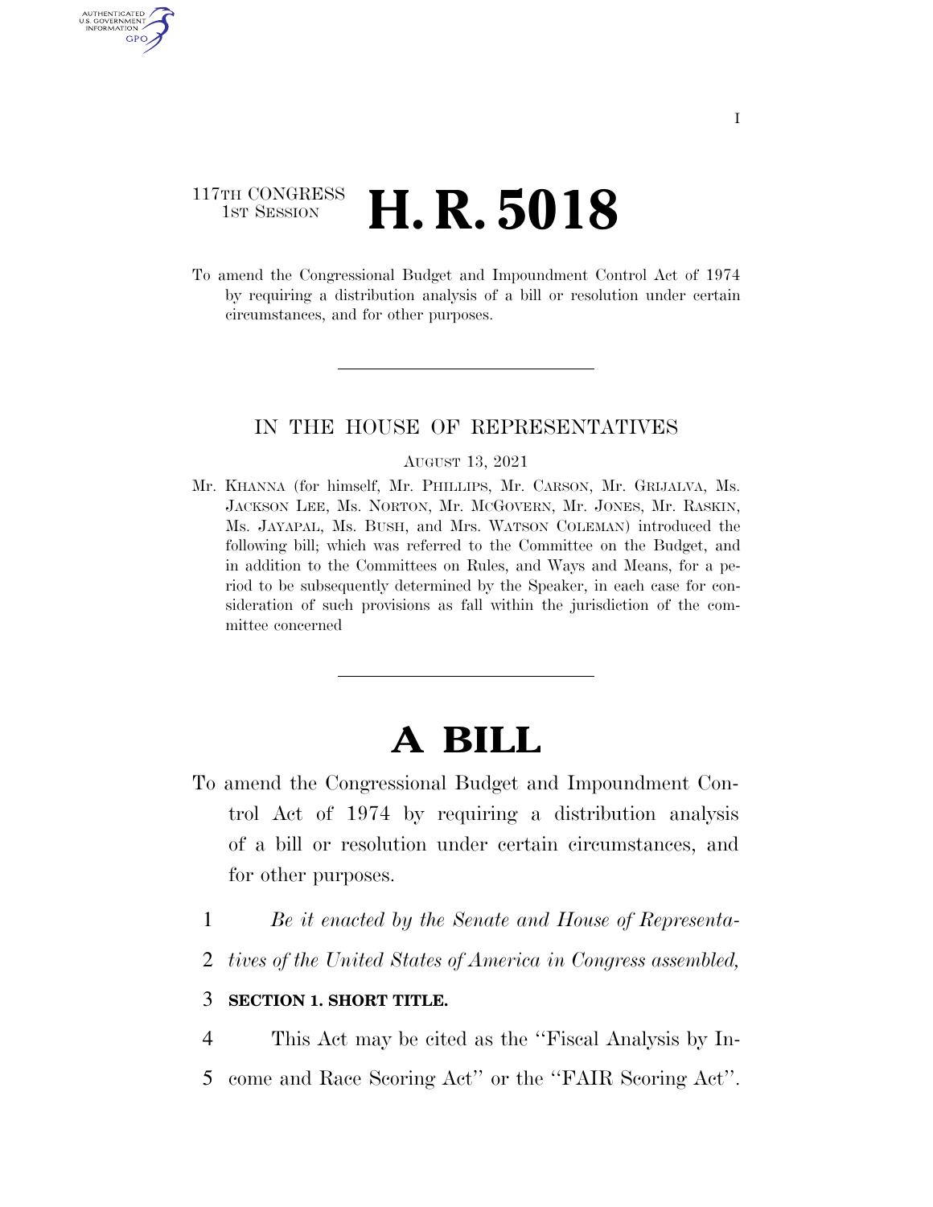117TH CONGRESS
1ST SESSION

# H. R. 5018

To amend the Congressional Budget and Impoundment Control Act of 1974 by requiring a distribution analysis of a bill or resolution under certain circumstances, and for other purposes.

IN THE HOUSE OF REPRESENTATIVES

AUGUST 13, 2021

Mr. KHANNA (for himself, Mr. PHILLIPS, Mr. CARSON, Mr. GRIJALVA, Ms. JACKSON LEE, Ms. NORTON, Mr. MCGOVERN, Mr. JONES, Mr. RASKIN, Ms. JAYAPAL, Ms. BUSH, and Mrs. WATSON COLEMAN) introduced the following bill; which was referred to the Committee on the Budget, and in addition to the Committees on Rules, and Ways and Means, for a period to be subsequently determined by the Speaker, in each case for consideration of such provisions as fall within the jurisdiction of the committee concerned

# A BILL

To amend the Congressional Budget and Impoundment Control Act of 1974 by requiring a distribution analysis of a bill or resolution under certain circumstances, and for other purposes.

1 *Be it enacted by the Senate and House of Representa-*
2 *tives of the United States of America in Congress assembled,*

3 **SECTION 1. SHORT TITLE.**

4 This Act may be cited as the "Fiscal Analysis by In-
5 come and Race Scoring Act" or the "FAIR Scoring Act".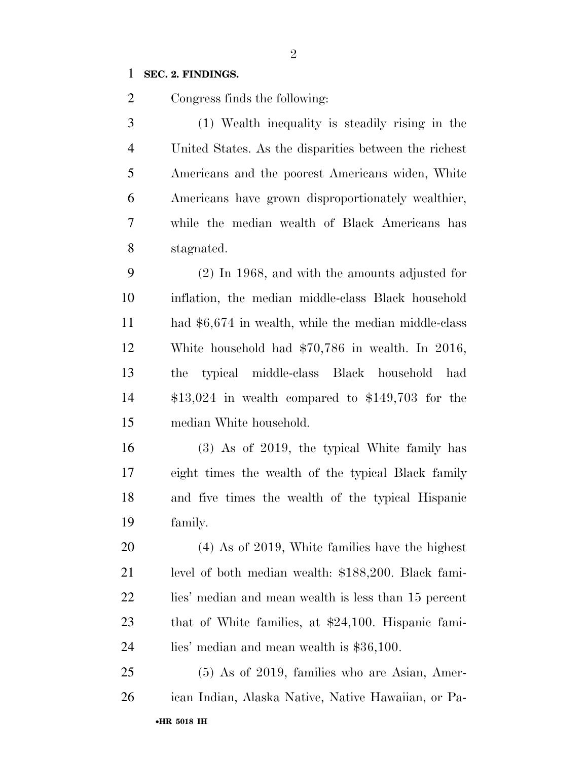**SEC. 2. FINDINGS.**

Congress finds the following:

(1) Wealth inequality is steadily rising in the United States. As the disparities between the richest Americans and the poorest Americans widen, White Americans have grown disproportionately wealthier, while the median wealth of Black Americans has stagnated.

(2) In 1968, and with the amounts adjusted for inflation, the median middle-class Black household had $6,674 in wealth, while the median middle-class White household had $70,786 in wealth. In 2016, the typical middle-class Black household had $13,024 in wealth compared to $149,703 for the median White household.

(3) As of 2019, the typical White family has eight times the wealth of the typical Black family and five times the wealth of the typical Hispanic family.

(4) As of 2019, White families have the highest level of both median wealth: $188,200. Black families' median and mean wealth is less than 15 percent that of White families, at $24,100. Hispanic families' median and mean wealth is $36,100.

(5) As of 2019, families who are Asian, American Indian, Alaska Native, Native Hawaiian, or Pa-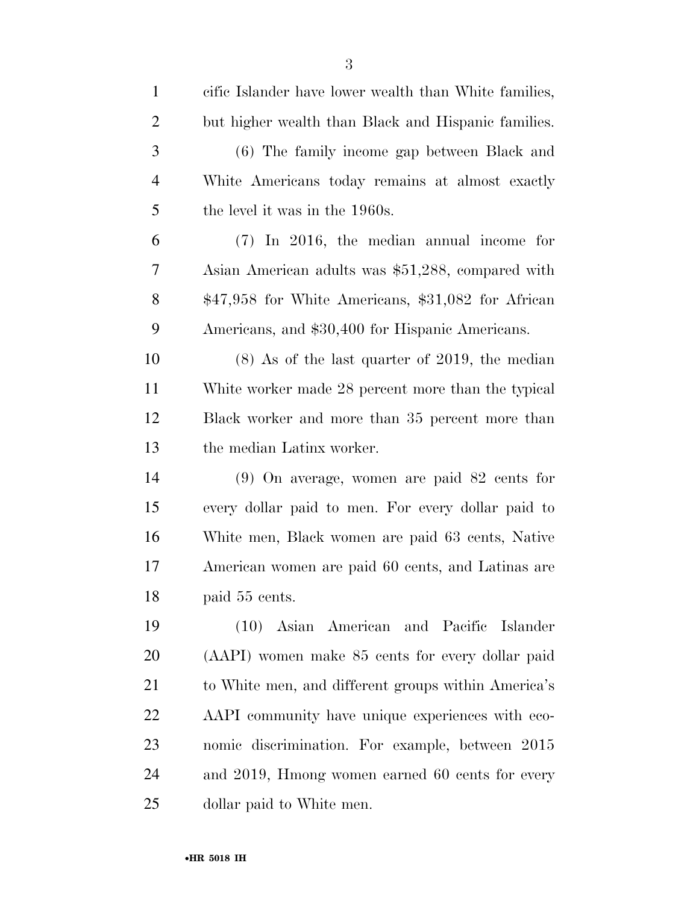cific Islander have lower wealth than White families, but higher wealth than Black and Hispanic families.

(6) The family income gap between Black and White Americans today remains at almost exactly the level it was in the 1960s.

(7) In 2016, the median annual income for Asian American adults was $51,288, compared with $47,958 for White Americans, $31,082 for African Americans, and $30,400 for Hispanic Americans.

(8) As of the last quarter of 2019, the median White worker made 28 percent more than the typical Black worker and more than 35 percent more than the median Latinx worker.

(9) On average, women are paid 82 cents for every dollar paid to men. For every dollar paid to White men, Black women are paid 63 cents, Native American women are paid 60 cents, and Latinas are paid 55 cents.

(10) Asian American and Pacific Islander (AAPI) women make 85 cents for every dollar paid to White men, and different groups within America's AAPI community have unique experiences with economic discrimination. For example, between 2015 and 2019, Hmong women earned 60 cents for every dollar paid to White men.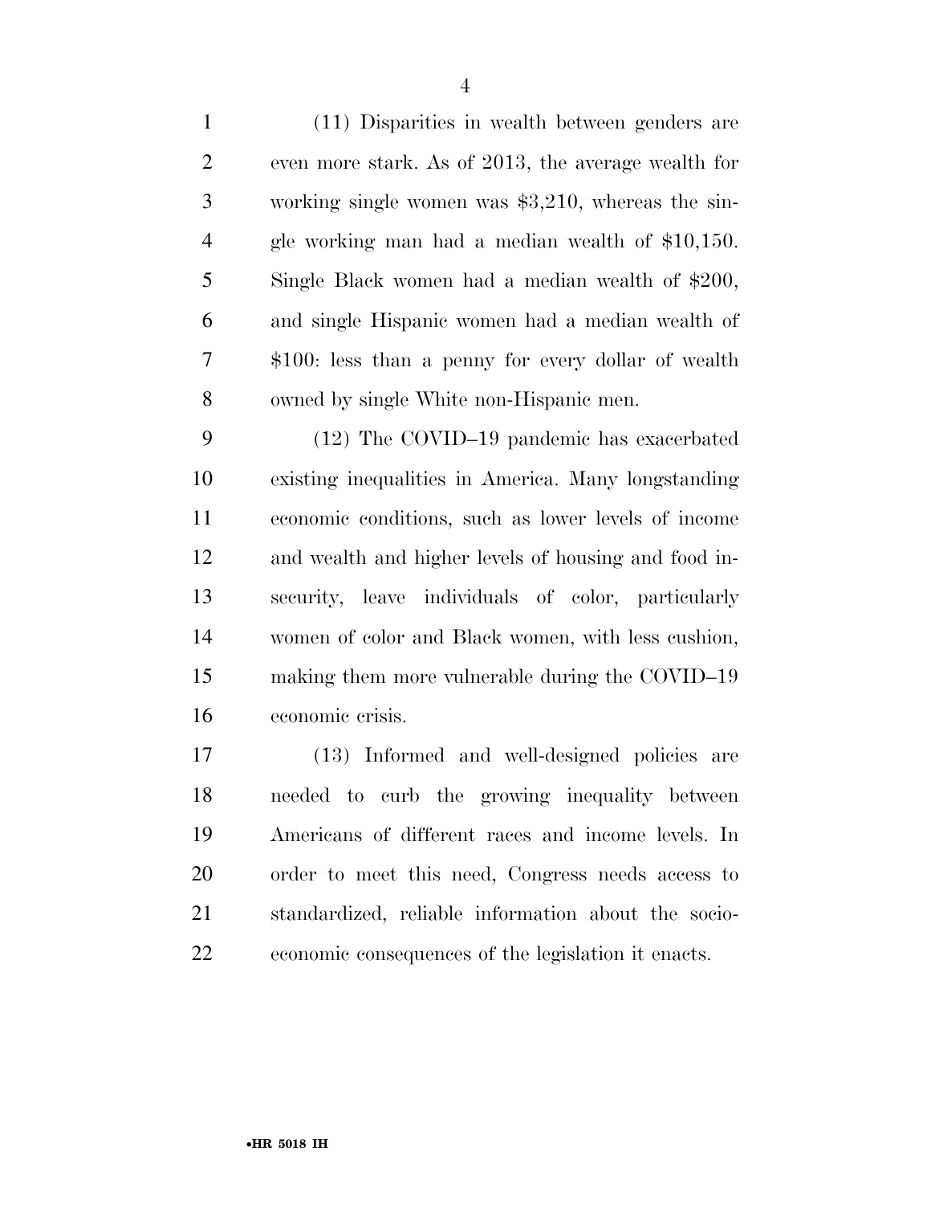(11) Disparities in wealth between genders are even more stark. As of 2013, the average wealth for working single women was $3,210, whereas the single working man had a median wealth of $10,150. Single Black women had a median wealth of $200, and single Hispanic women had a median wealth of $100: less than a penny for every dollar of wealth owned by single White non-Hispanic men.

(12) The COVID–19 pandemic has exacerbated existing inequalities in America. Many longstanding economic conditions, such as lower levels of income and wealth and higher levels of housing and food insecurity, leave individuals of color, particularly women of color and Black women, with less cushion, making them more vulnerable during the COVID–19 economic crisis.

(13) Informed and well-designed policies are needed to curb the growing inequality between Americans of different races and income levels. In order to meet this need, Congress needs access to standardized, reliable information about the socio-economic consequences of the legislation it enacts.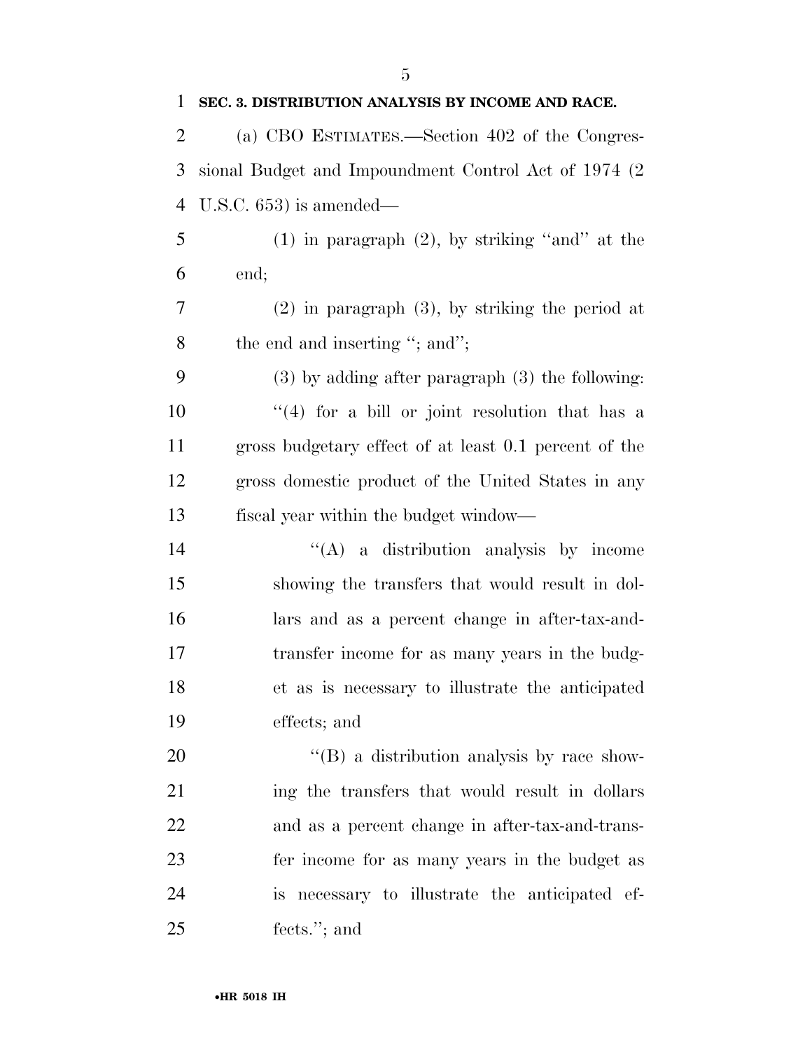**SEC. 3. DISTRIBUTION ANALYSIS BY INCOME AND RACE.**

(a) CBO ESTIMATES.—Section 402 of the Congressional Budget and Impoundment Control Act of 1974 (2 U.S.C. 653) is amended—

(1) in paragraph (2), by striking "and" at the end;

(2) in paragraph (3), by striking the period at the end and inserting "; and";

(3) by adding after paragraph (3) the following:

"(4) for a bill or joint resolution that has a gross budgetary effect of at least 0.1 percent of the gross domestic product of the United States in any fiscal year within the budget window—

"(A) a distribution analysis by income showing the transfers that would result in dollars and as a percent change in after-tax-and-transfer income for as many years in the budget as is necessary to illustrate the anticipated effects; and

"(B) a distribution analysis by race showing the transfers that would result in dollars and as a percent change in after-tax-and-transfer income for as many years in the budget as is necessary to illustrate the anticipated effects."; and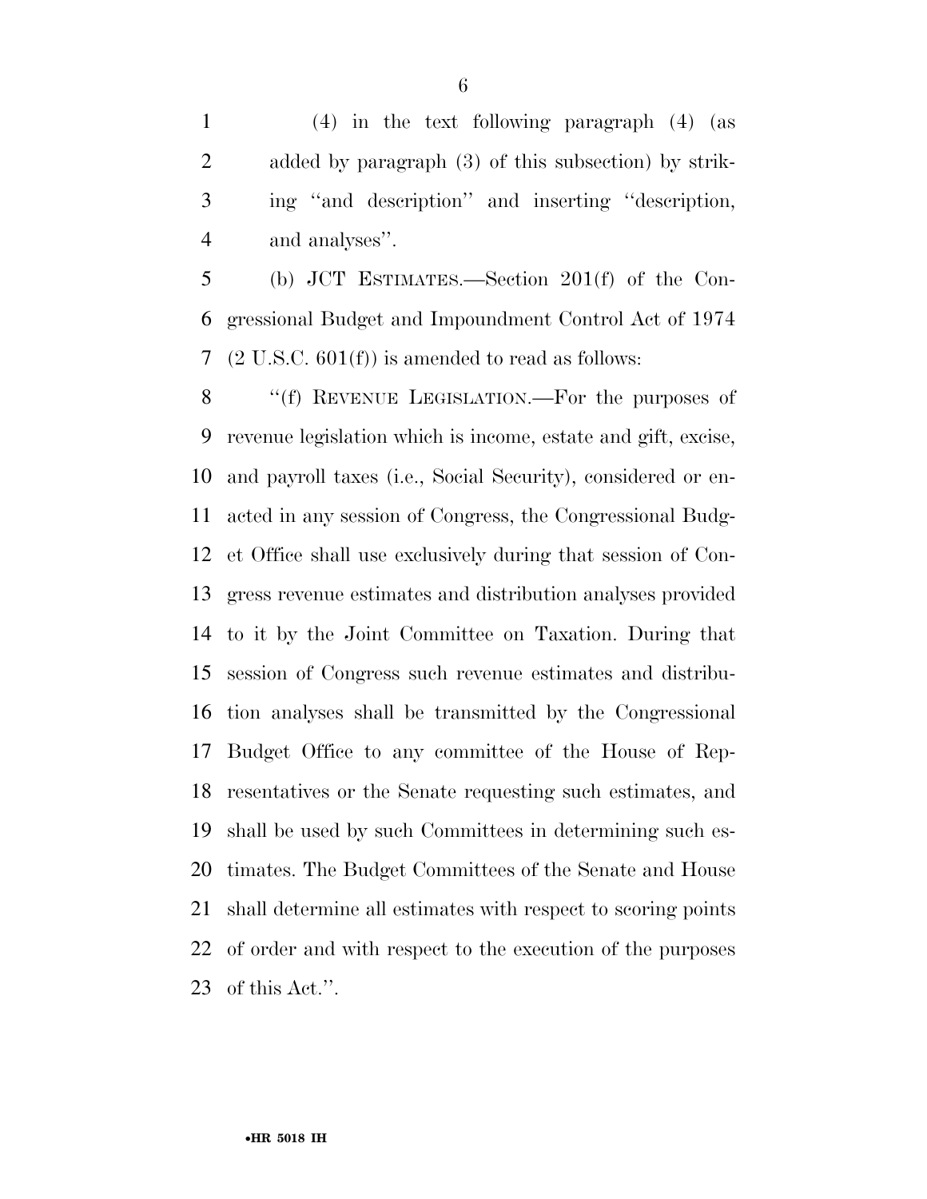(4) in the text following paragraph (4) (as added by paragraph (3) of this subsection) by striking ''and description'' and inserting ''description, and analyses''.

(b) JCT ESTIMATES.—Section 201(f) of the Congressional Budget and Impoundment Control Act of 1974 (2 U.S.C. 601(f)) is amended to read as follows:

''(f) REVENUE LEGISLATION.—For the purposes of revenue legislation which is income, estate and gift, excise, and payroll taxes (i.e., Social Security), considered or enacted in any session of Congress, the Congressional Budget Office shall use exclusively during that session of Congress revenue estimates and distribution analyses provided to it by the Joint Committee on Taxation. During that session of Congress such revenue estimates and distribution analyses shall be transmitted by the Congressional Budget Office to any committee of the House of Representatives or the Senate requesting such estimates, and shall be used by such Committees in determining such estimates. The Budget Committees of the Senate and House shall determine all estimates with respect to scoring points of order and with respect to the execution of the purposes of this Act.''.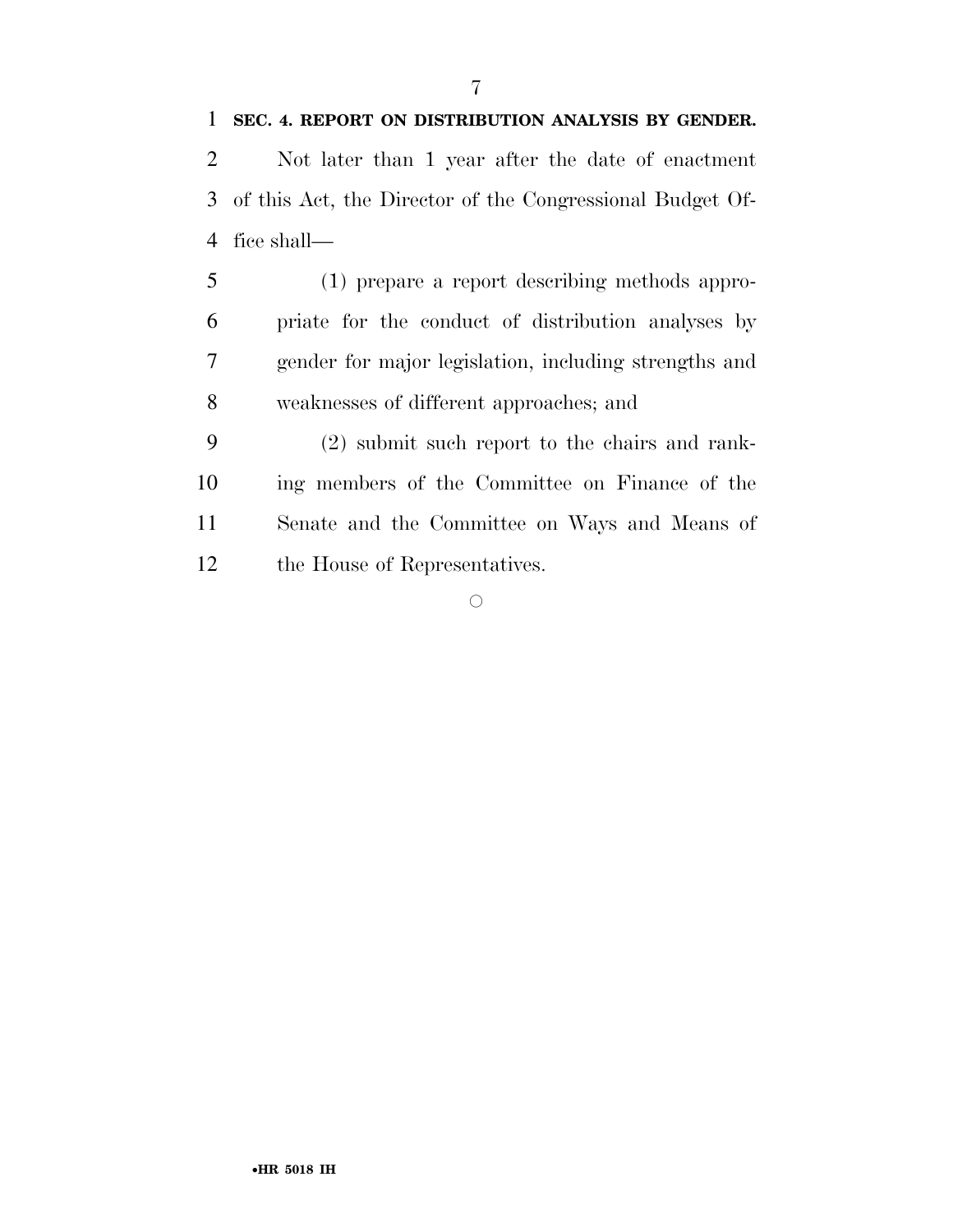**SEC. 4. REPORT ON DISTRIBUTION ANALYSIS BY GENDER.**

Not later than 1 year after the date of enactment of this Act, the Director of the Congressional Budget Office shall—

(1) prepare a report describing methods appropriate for the conduct of distribution analyses by gender for major legislation, including strengths and weaknesses of different approaches; and

(2) submit such report to the chairs and ranking members of the Committee on Finance of the Senate and the Committee on Ways and Means of the House of Representatives.

○